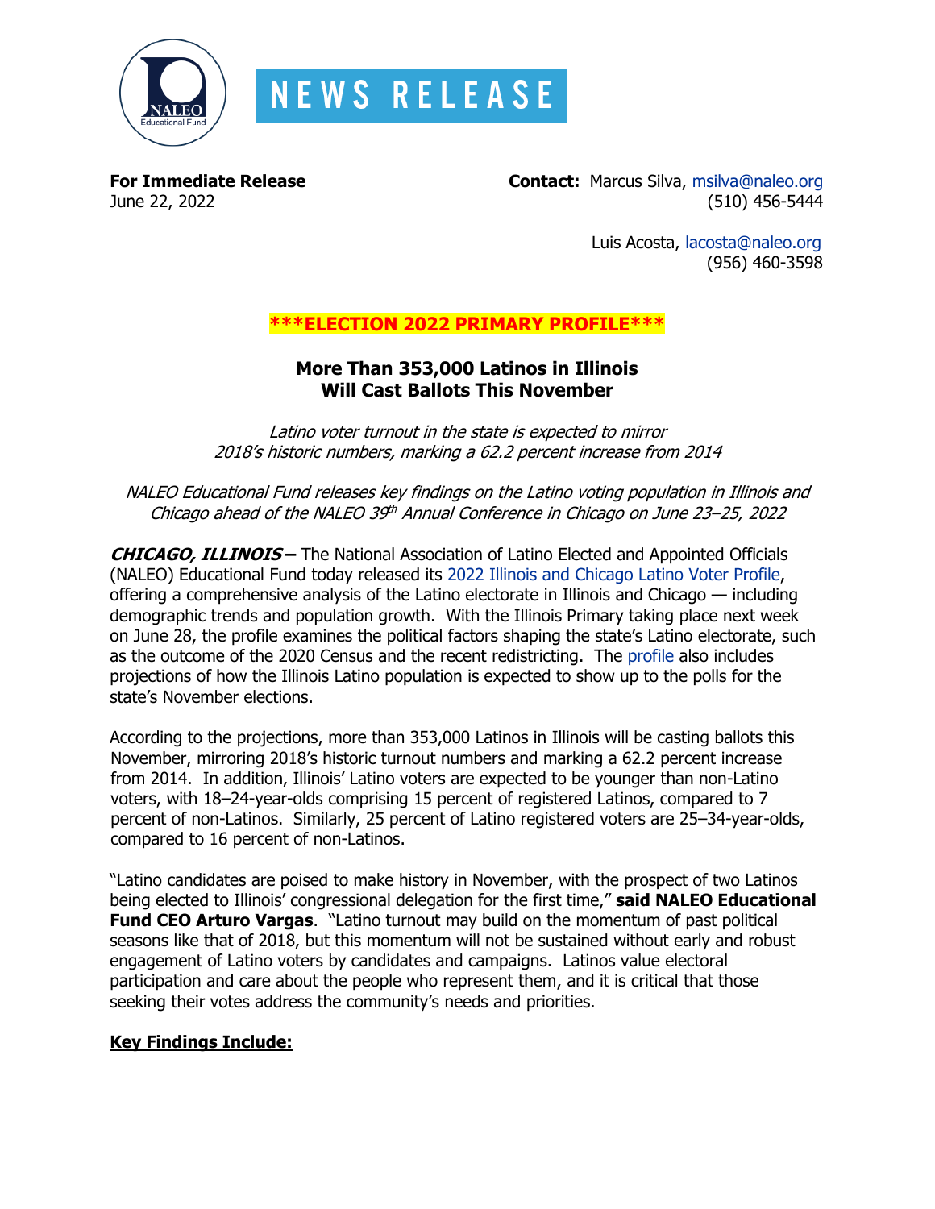NEWS RELEASE

**For Immediate Release**
June 22, 2022

**Contact:** Marcus Silva, msilva@naleo.org
(510) 456-5444

Luis Acosta, lacosta@naleo.org
(956) 460-3598

**\*\*\*ELECTION 2022 PRIMARY PROFILE\*\*\***

## More Than 353,000 Latinos in Illinois Will Cast Ballots This November

*Latino voter turnout in the state is expected to mirror 2018's historic numbers, marking a 62.2 percent increase from 2014*

*NALEO Educational Fund releases key findings on the Latino voting population in Illinois and Chicago ahead of the NALEO 39th Annual Conference in Chicago on June 23–25, 2022*

***CHICAGO, ILLINOIS –*** The National Association of Latino Elected and Appointed Officials (NALEO) Educational Fund today released its 2022 Illinois and Chicago Latino Voter Profile, offering a comprehensive analysis of the Latino electorate in Illinois and Chicago — including demographic trends and population growth. With the Illinois Primary taking place next week on June 28, the profile examines the political factors shaping the state's Latino electorate, such as the outcome of the 2020 Census and the recent redistricting. The profile also includes projections of how the Illinois Latino population is expected to show up to the polls for the state's November elections.

According to the projections, more than 353,000 Latinos in Illinois will be casting ballots this November, mirroring 2018's historic turnout numbers and marking a 62.2 percent increase from 2014. In addition, Illinois' Latino voters are expected to be younger than non-Latino voters, with 18–24-year-olds comprising 15 percent of registered Latinos, compared to 7 percent of non-Latinos. Similarly, 25 percent of Latino registered voters are 25–34-year-olds, compared to 16 percent of non-Latinos.

"Latino candidates are poised to make history in November, with the prospect of two Latinos being elected to Illinois' congressional delegation for the first time," **said NALEO Educational Fund CEO Arturo Vargas**. "Latino turnout may build on the momentum of past political seasons like that of 2018, but this momentum will not be sustained without early and robust engagement of Latino voters by candidates and campaigns. Latinos value electoral participation and care about the people who represent them, and it is critical that those seeking their votes address the community's needs and priorities.

**Key Findings Include:**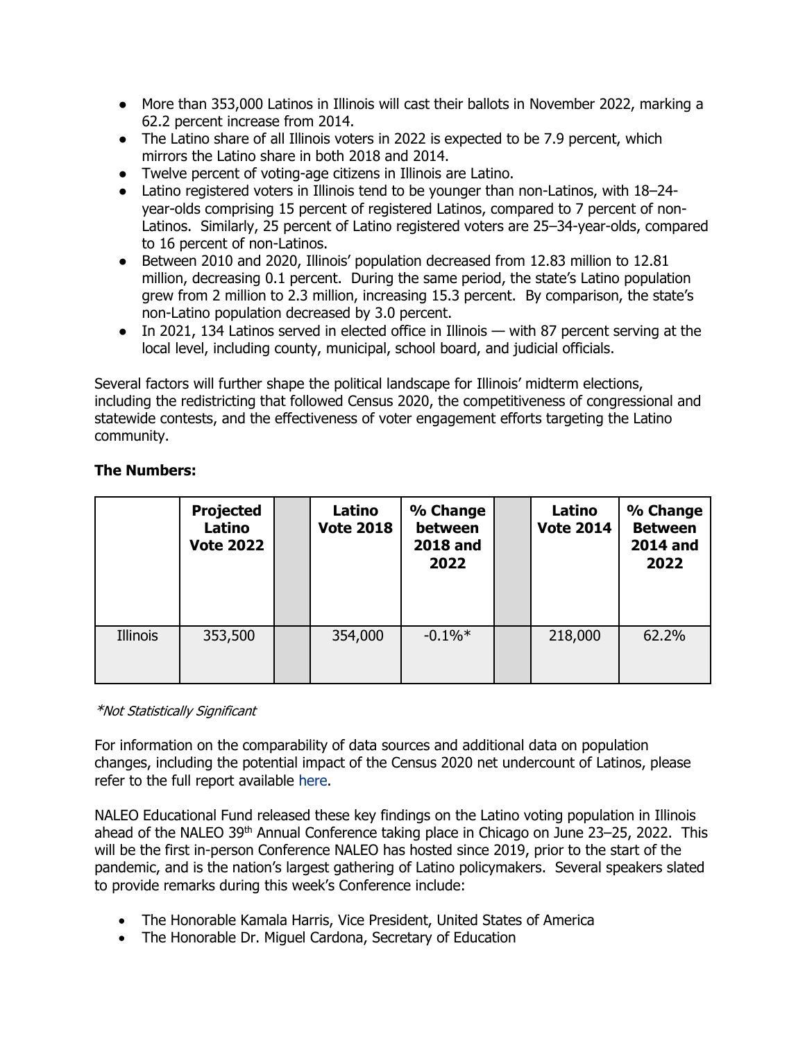- More than 353,000 Latinos in Illinois will cast their ballots in November 2022, marking a 62.2 percent increase from 2014.
- The Latino share of all Illinois voters in 2022 is expected to be 7.9 percent, which mirrors the Latino share in both 2018 and 2014.
- Twelve percent of voting-age citizens in Illinois are Latino.
- Latino registered voters in Illinois tend to be younger than non-Latinos, with 18–24-year-olds comprising 15 percent of registered Latinos, compared to 7 percent of non-Latinos. Similarly, 25 percent of Latino registered voters are 25–34-year-olds, compared to 16 percent of non-Latinos.
- Between 2010 and 2020, Illinois' population decreased from 12.83 million to 12.81 million, decreasing 0.1 percent. During the same period, the state's Latino population grew from 2 million to 2.3 million, increasing 15.3 percent. By comparison, the state's non-Latino population decreased by 3.0 percent.
- In 2021, 134 Latinos served in elected office in Illinois — with 87 percent serving at the local level, including county, municipal, school board, and judicial officials.

Several factors will further shape the political landscape for Illinois' midterm elections, including the redistricting that followed Census 2020, the competitiveness of congressional and statewide contests, and the effectiveness of voter engagement efforts targeting the Latino community.

**The Numbers:**

| | Projected Latino Vote 2022 | | Latino Vote 2018 | % Change between 2018 and 2022 | | Latino Vote 2014 | % Change Between 2014 and 2022 |
|---|---|---|---|---|---|---|---|
| Illinois | 353,500 | | 354,000 | -0.1%* | | 218,000 | 62.2% |

*\*Not Statistically Significant*

For information on the comparability of data sources and additional data on population changes, including the potential impact of the Census 2020 net undercount of Latinos, please refer to the full report available here.

NALEO Educational Fund released these key findings on the Latino voting population in Illinois ahead of the NALEO 39th Annual Conference taking place in Chicago on June 23–25, 2022. This will be the first in-person Conference NALEO has hosted since 2019, prior to the start of the pandemic, and is the nation's largest gathering of Latino policymakers. Several speakers slated to provide remarks during this week's Conference include:

- The Honorable Kamala Harris, Vice President, United States of America
- The Honorable Dr. Miguel Cardona, Secretary of Education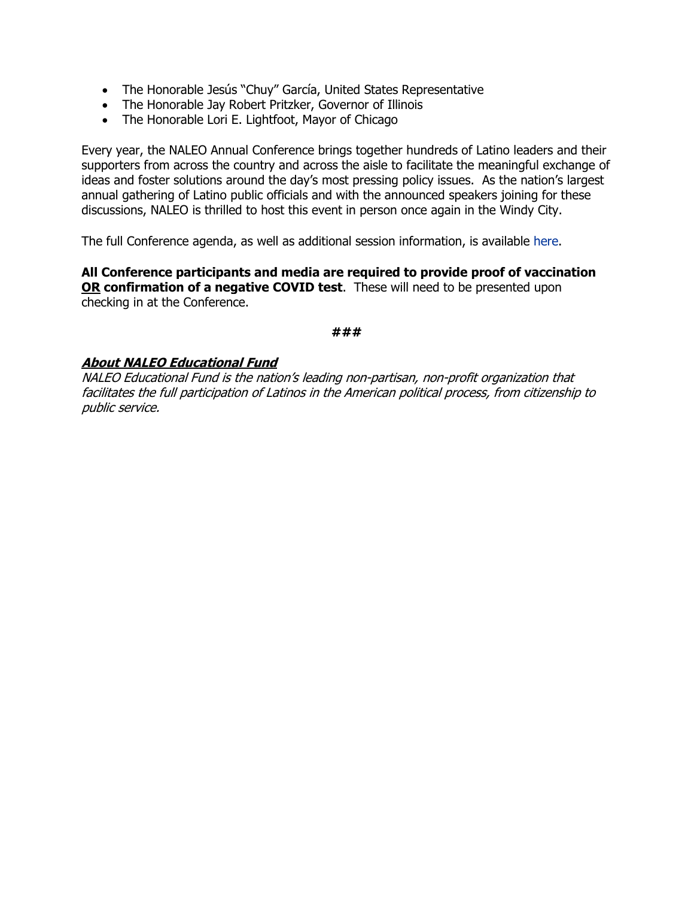- The Honorable Jesús "Chuy" García, United States Representative
- The Honorable Jay Robert Pritzker, Governor of Illinois
- The Honorable Lori E. Lightfoot, Mayor of Chicago

Every year, the NALEO Annual Conference brings together hundreds of Latino leaders and their supporters from across the country and across the aisle to facilitate the meaningful exchange of ideas and foster solutions around the day's most pressing policy issues. As the nation's largest annual gathering of Latino public officials and with the announced speakers joining for these discussions, NALEO is thrilled to host this event in person once again in the Windy City.

The full Conference agenda, as well as additional session information, is available here.

**All Conference participants and media are required to provide proof of vaccination <u>OR</u> confirmation of a negative COVID test**. These will need to be presented upon checking in at the Conference.

###

***<u>About NALEO Educational Fund</u>***

*NALEO Educational Fund is the nation's leading non-partisan, non-profit organization that facilitates the full participation of Latinos in the American political process, from citizenship to public service.*